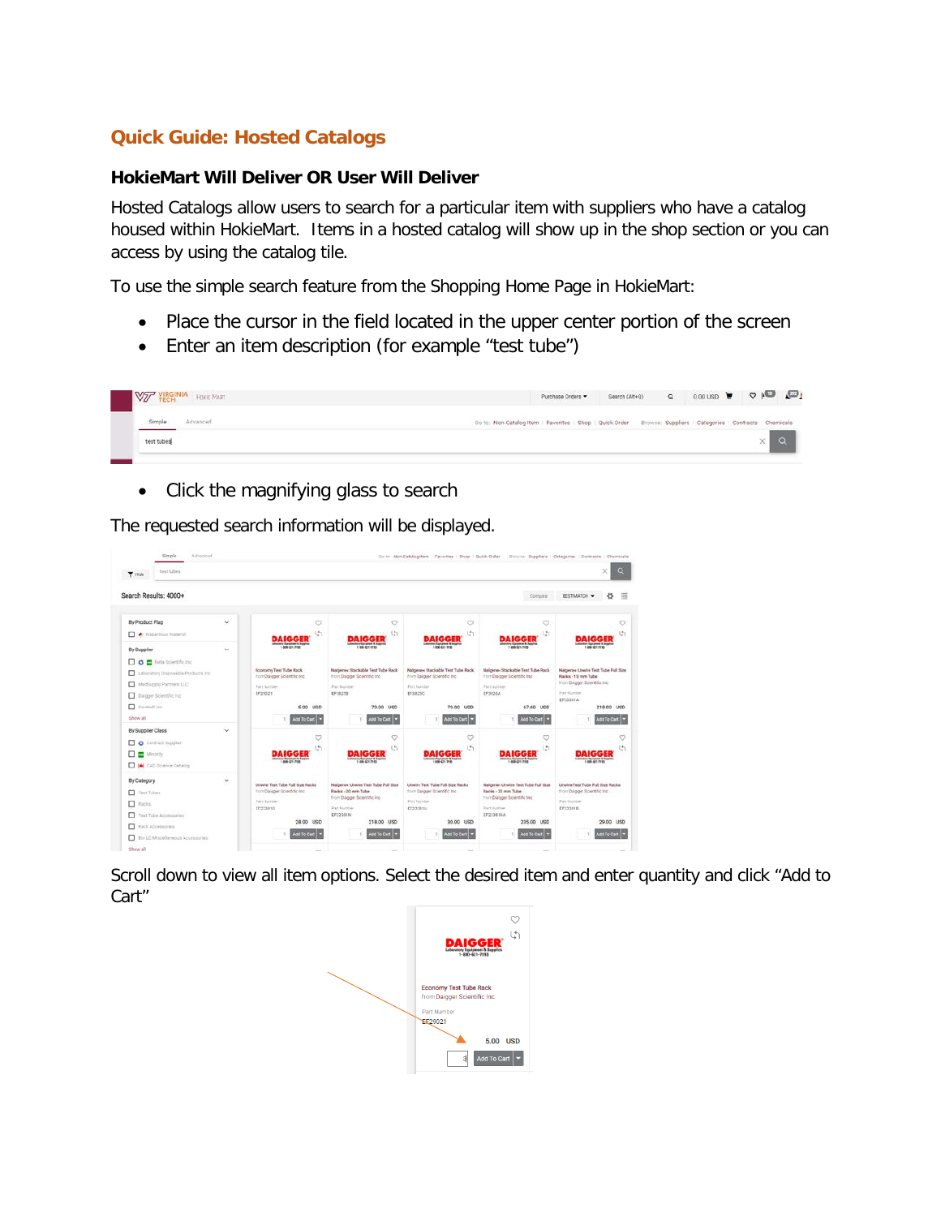# Quick Guide: Hosted Catalogs

## HokieMart Will Deliver OR User Will Deliver

Hosted Catalogs allow users to search for a particular item with suppliers who have a catalog housed within HokieMart. Items in a hosted catalog will show up in the shop section or you can access by using the catalog tile.

To use the simple search feature from the Shopping Home Page in HokieMart:

- Place the cursor in the field located in the upper center portion of the screen
- Enter an item description (for example "test tube")

- Click the magnifying glass to search

The requested search information will be displayed.

Scroll down to view all item options. Select the desired item and enter quantity and click "Add to Cart"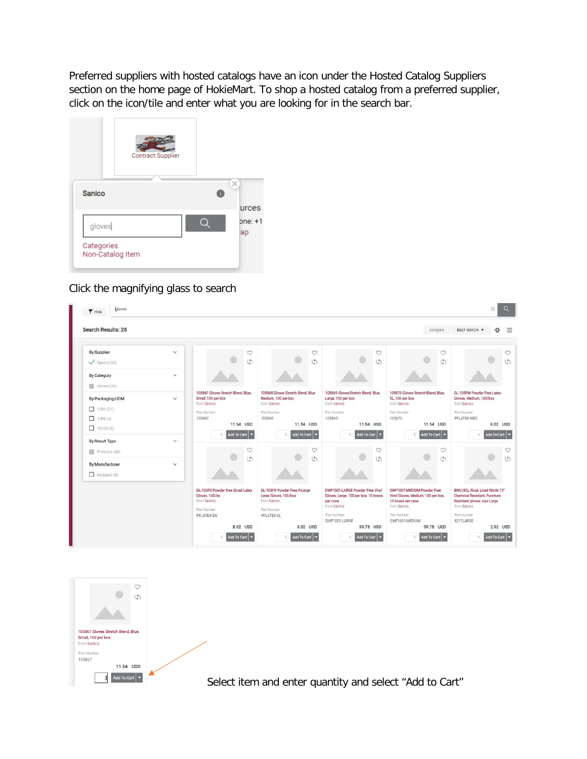Preferred suppliers with hosted catalogs have an icon under the Hosted Catalog Suppliers section on the home page of HokieMart. To shop a hosted catalog from a preferred supplier, click on the icon/tile and enter what you are looking for in the search bar.

Click the magnifying glass to search

Select item and enter quantity and select "Add to Cart"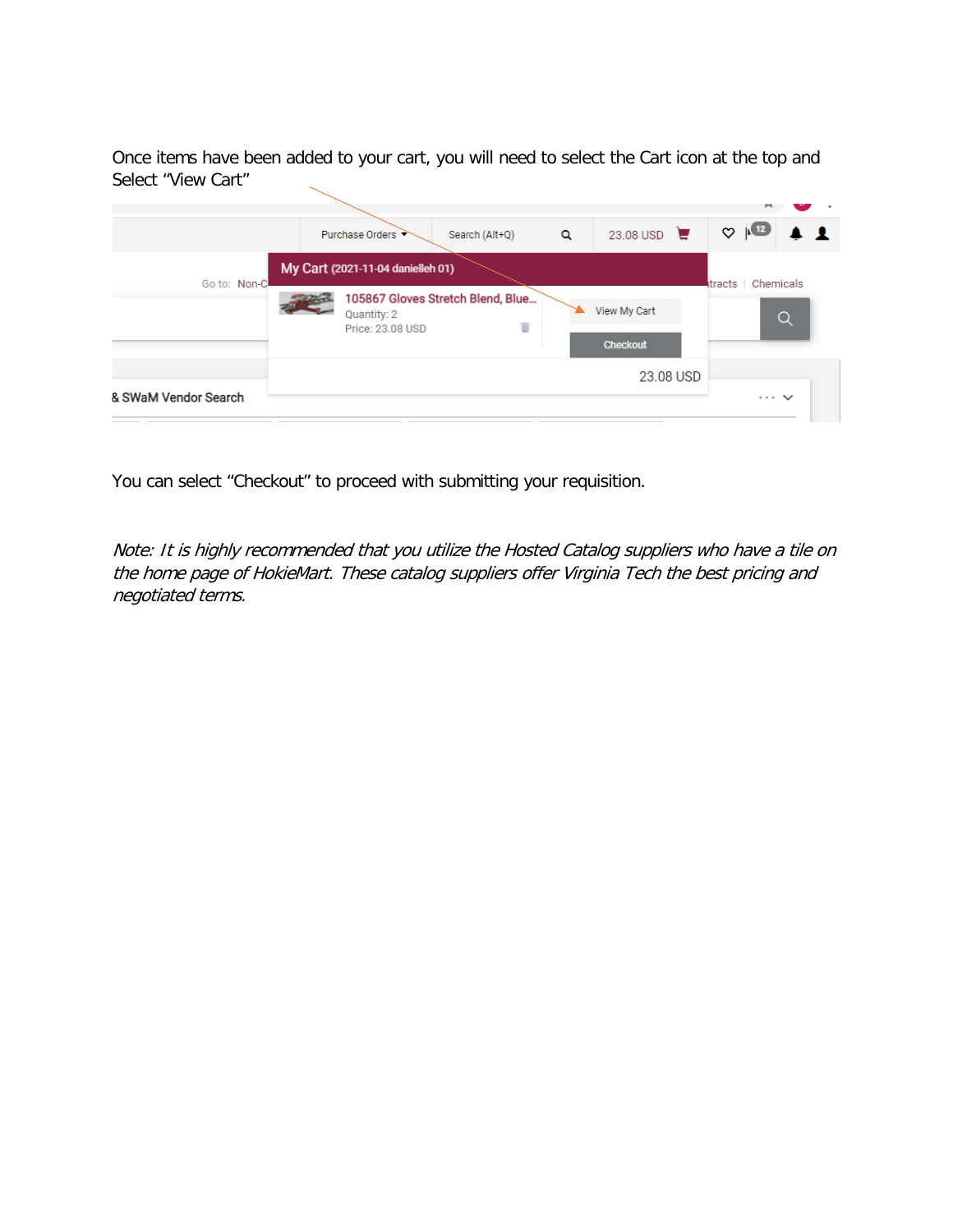Once items have been added to your cart, you will need to select the Cart icon at the top and Select "View Cart"

You can select "Checkout" to proceed with submitting your requisition.

*Note: It is highly recommended that you utilize the Hosted Catalog suppliers who have a tile on the home page of HokieMart. These catalog suppliers offer Virginia Tech the best pricing and negotiated terms.*